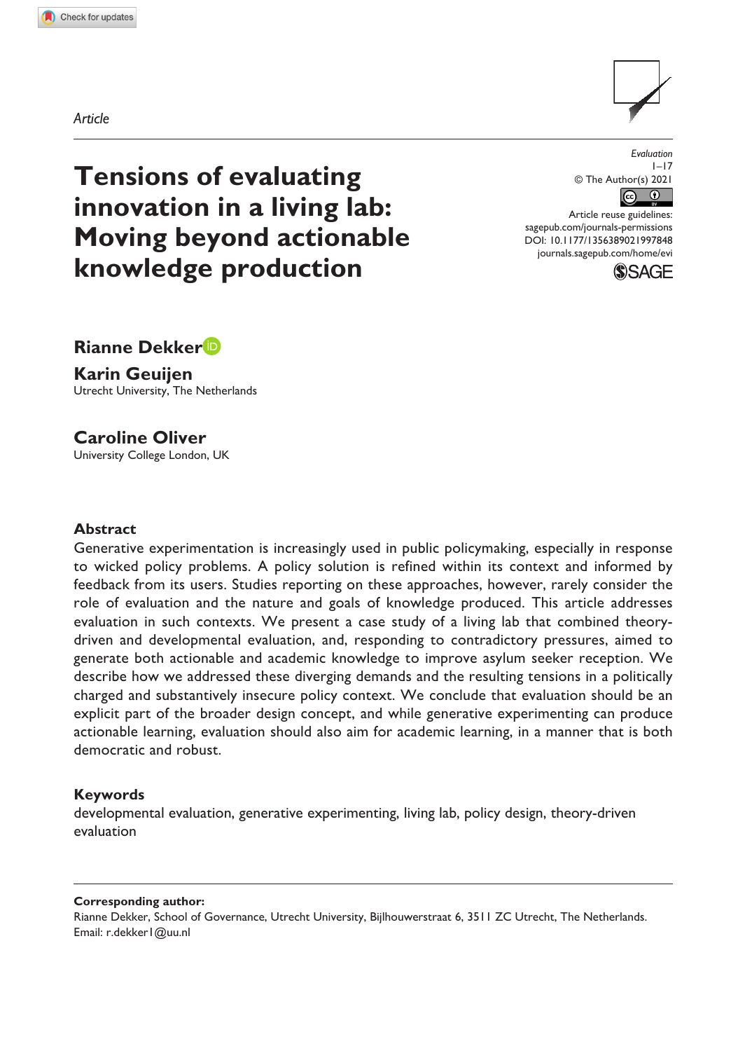Article

# Tensions of evaluating innovation in a living lab: Moving beyond actionable knowledge production

Evaluation
1–17
© The Author(s) 2021
Article reuse guidelines:
sagepub.com/journals-permissions
DOI: 10.1177/1356389021997848
journals.sagepub.com/home/evi

**Rianne Dekker**

**Karin Geuijen**
Utrecht University, The Netherlands

**Caroline Oliver**
University College London, UK

## Abstract

Generative experimentation is increasingly used in public policymaking, especially in response to wicked policy problems. A policy solution is refined within its context and informed by feedback from its users. Studies reporting on these approaches, however, rarely consider the role of evaluation and the nature and goals of knowledge produced. This article addresses evaluation in such contexts. We present a case study of a living lab that combined theory-driven and developmental evaluation, and, responding to contradictory pressures, aimed to generate both actionable and academic knowledge to improve asylum seeker reception. We describe how we addressed these diverging demands and the resulting tensions in a politically charged and substantively insecure policy context. We conclude that evaluation should be an explicit part of the broader design concept, and while generative experimenting can produce actionable learning, evaluation should also aim for academic learning, in a manner that is both democratic and robust.

## Keywords

developmental evaluation, generative experimenting, living lab, policy design, theory-driven evaluation

**Corresponding author:**
Rianne Dekker, School of Governance, Utrecht University, Bijlhouwerstraat 6, 3511 ZC Utrecht, The Netherlands.
Email: r.dekker1@uu.nl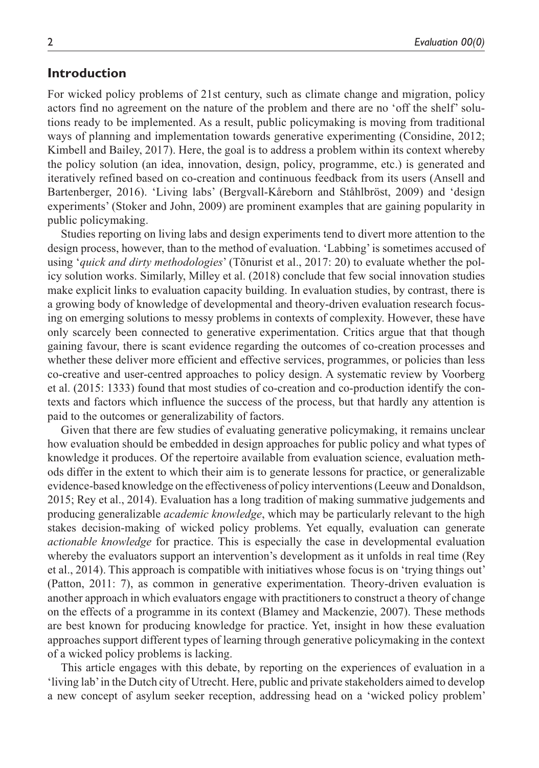## Introduction

For wicked policy problems of 21st century, such as climate change and migration, policy actors find no agreement on the nature of the problem and there are no 'off the shelf' solutions ready to be implemented. As a result, public policymaking is moving from traditional ways of planning and implementation towards generative experimenting (Considine, 2012; Kimbell and Bailey, 2017). Here, the goal is to address a problem within its context whereby the policy solution (an idea, innovation, design, policy, programme, etc.) is generated and iteratively refined based on co-creation and continuous feedback from its users (Ansell and Bartenberger, 2016). 'Living labs' (Bergvall-Kåreborn and Ståhlbröst, 2009) and 'design experiments' (Stoker and John, 2009) are prominent examples that are gaining popularity in public policymaking.

Studies reporting on living labs and design experiments tend to divert more attention to the design process, however, than to the method of evaluation. 'Labbing' is sometimes accused of using '*quick and dirty methodologies*' (Tõnurist et al., 2017: 20) to evaluate whether the policy solution works. Similarly, Milley et al. (2018) conclude that few social innovation studies make explicit links to evaluation capacity building. In evaluation studies, by contrast, there is a growing body of knowledge of developmental and theory-driven evaluation research focusing on emerging solutions to messy problems in contexts of complexity. However, these have only scarcely been connected to generative experimentation. Critics argue that that though gaining favour, there is scant evidence regarding the outcomes of co-creation processes and whether these deliver more efficient and effective services, programmes, or policies than less co-creative and user-centred approaches to policy design. A systematic review by Voorberg et al. (2015: 1333) found that most studies of co-creation and co-production identify the contexts and factors which influence the success of the process, but that hardly any attention is paid to the outcomes or generalizability of factors.

Given that there are few studies of evaluating generative policymaking, it remains unclear how evaluation should be embedded in design approaches for public policy and what types of knowledge it produces. Of the repertoire available from evaluation science, evaluation methods differ in the extent to which their aim is to generate lessons for practice, or generalizable evidence-based knowledge on the effectiveness of policy interventions (Leeuw and Donaldson, 2015; Rey et al., 2014). Evaluation has a long tradition of making summative judgements and producing generalizable *academic knowledge*, which may be particularly relevant to the high stakes decision-making of wicked policy problems. Yet equally, evaluation can generate *actionable knowledge* for practice. This is especially the case in developmental evaluation whereby the evaluators support an intervention's development as it unfolds in real time (Rey et al., 2014). This approach is compatible with initiatives whose focus is on 'trying things out' (Patton, 2011: 7), as common in generative experimentation. Theory-driven evaluation is another approach in which evaluators engage with practitioners to construct a theory of change on the effects of a programme in its context (Blamey and Mackenzie, 2007). These methods are best known for producing knowledge for practice. Yet, insight in how these evaluation approaches support different types of learning through generative policymaking in the context of a wicked policy problems is lacking.

This article engages with this debate, by reporting on the experiences of evaluation in a 'living lab' in the Dutch city of Utrecht. Here, public and private stakeholders aimed to develop a new concept of asylum seeker reception, addressing head on a 'wicked policy problem'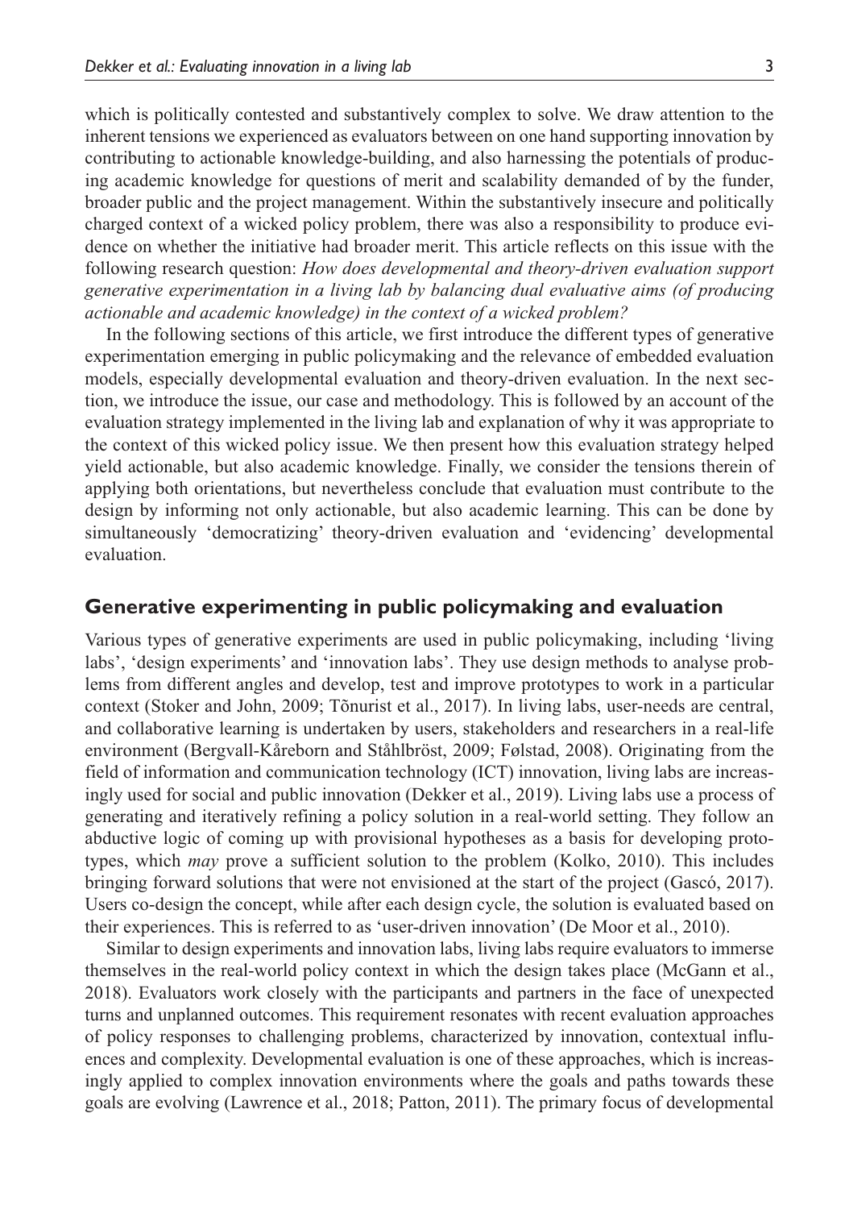which is politically contested and substantively complex to solve. We draw attention to the inherent tensions we experienced as evaluators between on one hand supporting innovation by contributing to actionable knowledge-building, and also harnessing the potentials of producing academic knowledge for questions of merit and scalability demanded of by the funder, broader public and the project management. Within the substantively insecure and politically charged context of a wicked policy problem, there was also a responsibility to produce evidence on whether the initiative had broader merit. This article reflects on this issue with the following research question: *How does developmental and theory-driven evaluation support generative experimentation in a living lab by balancing dual evaluative aims (of producing actionable and academic knowledge) in the context of a wicked problem?*

In the following sections of this article, we first introduce the different types of generative experimentation emerging in public policymaking and the relevance of embedded evaluation models, especially developmental evaluation and theory-driven evaluation. In the next section, we introduce the issue, our case and methodology. This is followed by an account of the evaluation strategy implemented in the living lab and explanation of why it was appropriate to the context of this wicked policy issue. We then present how this evaluation strategy helped yield actionable, but also academic knowledge. Finally, we consider the tensions therein of applying both orientations, but nevertheless conclude that evaluation must contribute to the design by informing not only actionable, but also academic learning. This can be done by simultaneously 'democratizing' theory-driven evaluation and 'evidencing' developmental evaluation.

## Generative experimenting in public policymaking and evaluation

Various types of generative experiments are used in public policymaking, including 'living labs', 'design experiments' and 'innovation labs'. They use design methods to analyse problems from different angles and develop, test and improve prototypes to work in a particular context (Stoker and John, 2009; Tõnurist et al., 2017). In living labs, user-needs are central, and collaborative learning is undertaken by users, stakeholders and researchers in a real-life environment (Bergvall-Kåreborn and Ståhlbröst, 2009; Følstad, 2008). Originating from the field of information and communication technology (ICT) innovation, living labs are increasingly used for social and public innovation (Dekker et al., 2019). Living labs use a process of generating and iteratively refining a policy solution in a real-world setting. They follow an abductive logic of coming up with provisional hypotheses as a basis for developing prototypes, which *may* prove a sufficient solution to the problem (Kolko, 2010). This includes bringing forward solutions that were not envisioned at the start of the project (Gascó, 2017). Users co-design the concept, while after each design cycle, the solution is evaluated based on their experiences. This is referred to as 'user-driven innovation' (De Moor et al., 2010).

Similar to design experiments and innovation labs, living labs require evaluators to immerse themselves in the real-world policy context in which the design takes place (McGann et al., 2018). Evaluators work closely with the participants and partners in the face of unexpected turns and unplanned outcomes. This requirement resonates with recent evaluation approaches of policy responses to challenging problems, characterized by innovation, contextual influences and complexity. Developmental evaluation is one of these approaches, which is increasingly applied to complex innovation environments where the goals and paths towards these goals are evolving (Lawrence et al., 2018; Patton, 2011). The primary focus of developmental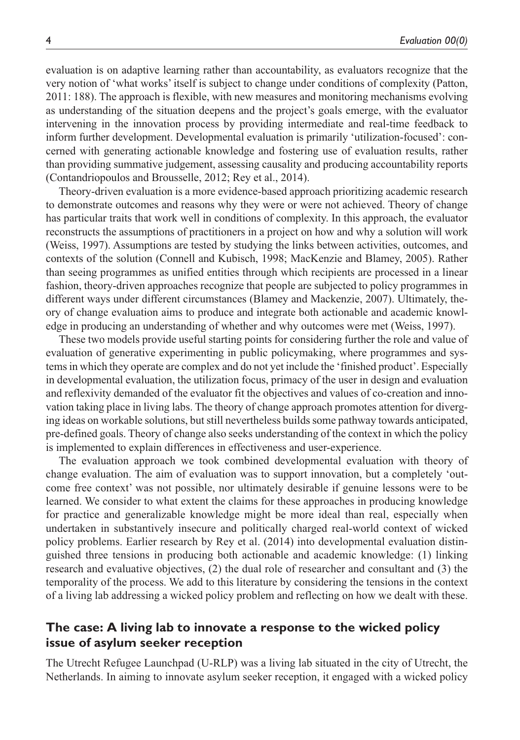evaluation is on adaptive learning rather than accountability, as evaluators recognize that the very notion of 'what works' itself is subject to change under conditions of complexity (Patton, 2011: 188). The approach is flexible, with new measures and monitoring mechanisms evolving as understanding of the situation deepens and the project's goals emerge, with the evaluator intervening in the innovation process by providing intermediate and real-time feedback to inform further development. Developmental evaluation is primarily 'utilization-focused': concerned with generating actionable knowledge and fostering use of evaluation results, rather than providing summative judgement, assessing causality and producing accountability reports (Contandriopoulos and Brousselle, 2012; Rey et al., 2014).

Theory-driven evaluation is a more evidence-based approach prioritizing academic research to demonstrate outcomes and reasons why they were or were not achieved. Theory of change has particular traits that work well in conditions of complexity. In this approach, the evaluator reconstructs the assumptions of practitioners in a project on how and why a solution will work (Weiss, 1997). Assumptions are tested by studying the links between activities, outcomes, and contexts of the solution (Connell and Kubisch, 1998; MacKenzie and Blamey, 2005). Rather than seeing programmes as unified entities through which recipients are processed in a linear fashion, theory-driven approaches recognize that people are subjected to policy programmes in different ways under different circumstances (Blamey and Mackenzie, 2007). Ultimately, theory of change evaluation aims to produce and integrate both actionable and academic knowledge in producing an understanding of whether and why outcomes were met (Weiss, 1997).

These two models provide useful starting points for considering further the role and value of evaluation of generative experimenting in public policymaking, where programmes and systems in which they operate are complex and do not yet include the 'finished product'. Especially in developmental evaluation, the utilization focus, primacy of the user in design and evaluation and reflexivity demanded of the evaluator fit the objectives and values of co-creation and innovation taking place in living labs. The theory of change approach promotes attention for diverging ideas on workable solutions, but still nevertheless builds some pathway towards anticipated, pre-defined goals. Theory of change also seeks understanding of the context in which the policy is implemented to explain differences in effectiveness and user-experience.

The evaluation approach we took combined developmental evaluation with theory of change evaluation. The aim of evaluation was to support innovation, but a completely 'outcome free context' was not possible, nor ultimately desirable if genuine lessons were to be learned. We consider to what extent the claims for these approaches in producing knowledge for practice and generalizable knowledge might be more ideal than real, especially when undertaken in substantively insecure and politically charged real-world context of wicked policy problems. Earlier research by Rey et al. (2014) into developmental evaluation distinguished three tensions in producing both actionable and academic knowledge: (1) linking research and evaluative objectives, (2) the dual role of researcher and consultant and (3) the temporality of the process. We add to this literature by considering the tensions in the context of a living lab addressing a wicked policy problem and reflecting on how we dealt with these.

## The case: A living lab to innovate a response to the wicked policy issue of asylum seeker reception

The Utrecht Refugee Launchpad (U-RLP) was a living lab situated in the city of Utrecht, the Netherlands. In aiming to innovate asylum seeker reception, it engaged with a wicked policy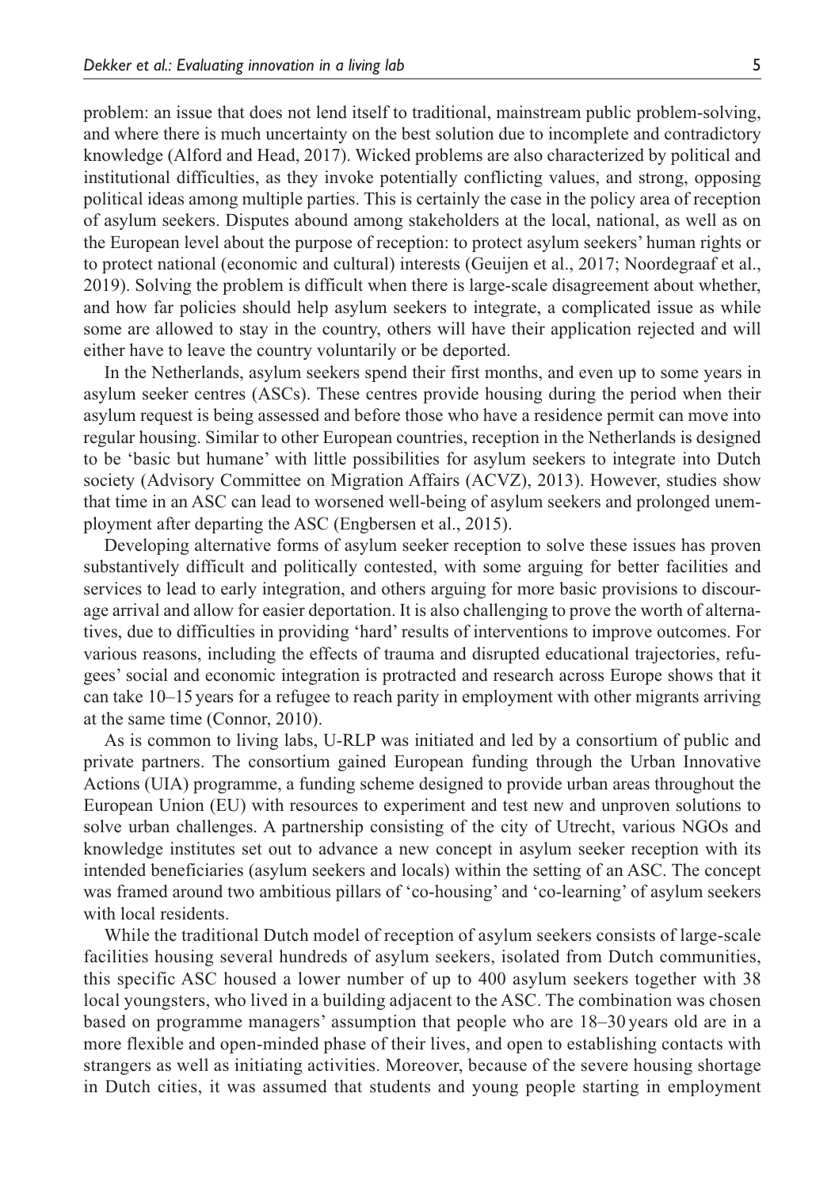problem: an issue that does not lend itself to traditional, mainstream public problem-solving, and where there is much uncertainty on the best solution due to incomplete and contradictory knowledge (Alford and Head, 2017). Wicked problems are also characterized by political and institutional difficulties, as they invoke potentially conflicting values, and strong, opposing political ideas among multiple parties. This is certainly the case in the policy area of reception of asylum seekers. Disputes abound among stakeholders at the local, national, as well as on the European level about the purpose of reception: to protect asylum seekers' human rights or to protect national (economic and cultural) interests (Geuijen et al., 2017; Noordegraaf et al., 2019). Solving the problem is difficult when there is large-scale disagreement about whether, and how far policies should help asylum seekers to integrate, a complicated issue as while some are allowed to stay in the country, others will have their application rejected and will either have to leave the country voluntarily or be deported.

In the Netherlands, asylum seekers spend their first months, and even up to some years in asylum seeker centres (ASCs). These centres provide housing during the period when their asylum request is being assessed and before those who have a residence permit can move into regular housing. Similar to other European countries, reception in the Netherlands is designed to be 'basic but humane' with little possibilities for asylum seekers to integrate into Dutch society (Advisory Committee on Migration Affairs (ACVZ), 2013). However, studies show that time in an ASC can lead to worsened well-being of asylum seekers and prolonged unemployment after departing the ASC (Engbersen et al., 2015).

Developing alternative forms of asylum seeker reception to solve these issues has proven substantively difficult and politically contested, with some arguing for better facilities and services to lead to early integration, and others arguing for more basic provisions to discourage arrival and allow for easier deportation. It is also challenging to prove the worth of alternatives, due to difficulties in providing 'hard' results of interventions to improve outcomes. For various reasons, including the effects of trauma and disrupted educational trajectories, refugees' social and economic integration is protracted and research across Europe shows that it can take 10–15 years for a refugee to reach parity in employment with other migrants arriving at the same time (Connor, 2010).

As is common to living labs, U-RLP was initiated and led by a consortium of public and private partners. The consortium gained European funding through the Urban Innovative Actions (UIA) programme, a funding scheme designed to provide urban areas throughout the European Union (EU) with resources to experiment and test new and unproven solutions to solve urban challenges. A partnership consisting of the city of Utrecht, various NGOs and knowledge institutes set out to advance a new concept in asylum seeker reception with its intended beneficiaries (asylum seekers and locals) within the setting of an ASC. The concept was framed around two ambitious pillars of 'co-housing' and 'co-learning' of asylum seekers with local residents.

While the traditional Dutch model of reception of asylum seekers consists of large-scale facilities housing several hundreds of asylum seekers, isolated from Dutch communities, this specific ASC housed a lower number of up to 400 asylum seekers together with 38 local youngsters, who lived in a building adjacent to the ASC. The combination was chosen based on programme managers' assumption that people who are 18–30 years old are in a more flexible and open-minded phase of their lives, and open to establishing contacts with strangers as well as initiating activities. Moreover, because of the severe housing shortage in Dutch cities, it was assumed that students and young people starting in employment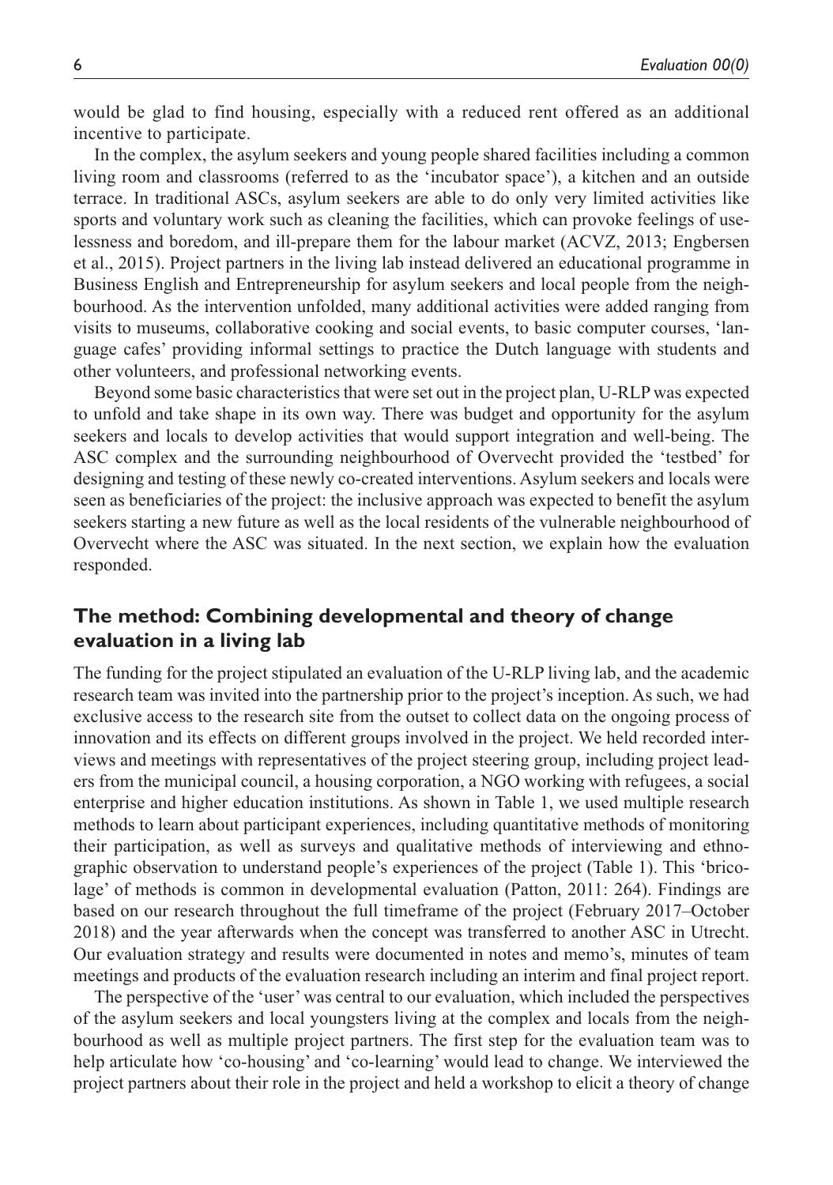would be glad to find housing, especially with a reduced rent offered as an additional incentive to participate.

In the complex, the asylum seekers and young people shared facilities including a common living room and classrooms (referred to as the 'incubator space'), a kitchen and an outside terrace. In traditional ASCs, asylum seekers are able to do only very limited activities like sports and voluntary work such as cleaning the facilities, which can provoke feelings of uselessness and boredom, and ill-prepare them for the labour market (ACVZ, 2013; Engbersen et al., 2015). Project partners in the living lab instead delivered an educational programme in Business English and Entrepreneurship for asylum seekers and local people from the neighbourhood. As the intervention unfolded, many additional activities were added ranging from visits to museums, collaborative cooking and social events, to basic computer courses, 'language cafes' providing informal settings to practice the Dutch language with students and other volunteers, and professional networking events.

Beyond some basic characteristics that were set out in the project plan, U-RLP was expected to unfold and take shape in its own way. There was budget and opportunity for the asylum seekers and locals to develop activities that would support integration and well-being. The ASC complex and the surrounding neighbourhood of Overvecht provided the 'testbed' for designing and testing of these newly co-created interventions. Asylum seekers and locals were seen as beneficiaries of the project: the inclusive approach was expected to benefit the asylum seekers starting a new future as well as the local residents of the vulnerable neighbourhood of Overvecht where the ASC was situated. In the next section, we explain how the evaluation responded.

## The method: Combining developmental and theory of change evaluation in a living lab

The funding for the project stipulated an evaluation of the U-RLP living lab, and the academic research team was invited into the partnership prior to the project's inception. As such, we had exclusive access to the research site from the outset to collect data on the ongoing process of innovation and its effects on different groups involved in the project. We held recorded interviews and meetings with representatives of the project steering group, including project leaders from the municipal council, a housing corporation, a NGO working with refugees, a social enterprise and higher education institutions. As shown in Table 1, we used multiple research methods to learn about participant experiences, including quantitative methods of monitoring their participation, as well as surveys and qualitative methods of interviewing and ethnographic observation to understand people's experiences of the project (Table 1). This 'bricolage' of methods is common in developmental evaluation (Patton, 2011: 264). Findings are based on our research throughout the full timeframe of the project (February 2017–October 2018) and the year afterwards when the concept was transferred to another ASC in Utrecht. Our evaluation strategy and results were documented in notes and memo's, minutes of team meetings and products of the evaluation research including an interim and final project report.

The perspective of the 'user' was central to our evaluation, which included the perspectives of the asylum seekers and local youngsters living at the complex and locals from the neighbourhood as well as multiple project partners. The first step for the evaluation team was to help articulate how 'co-housing' and 'co-learning' would lead to change. We interviewed the project partners about their role in the project and held a workshop to elicit a theory of change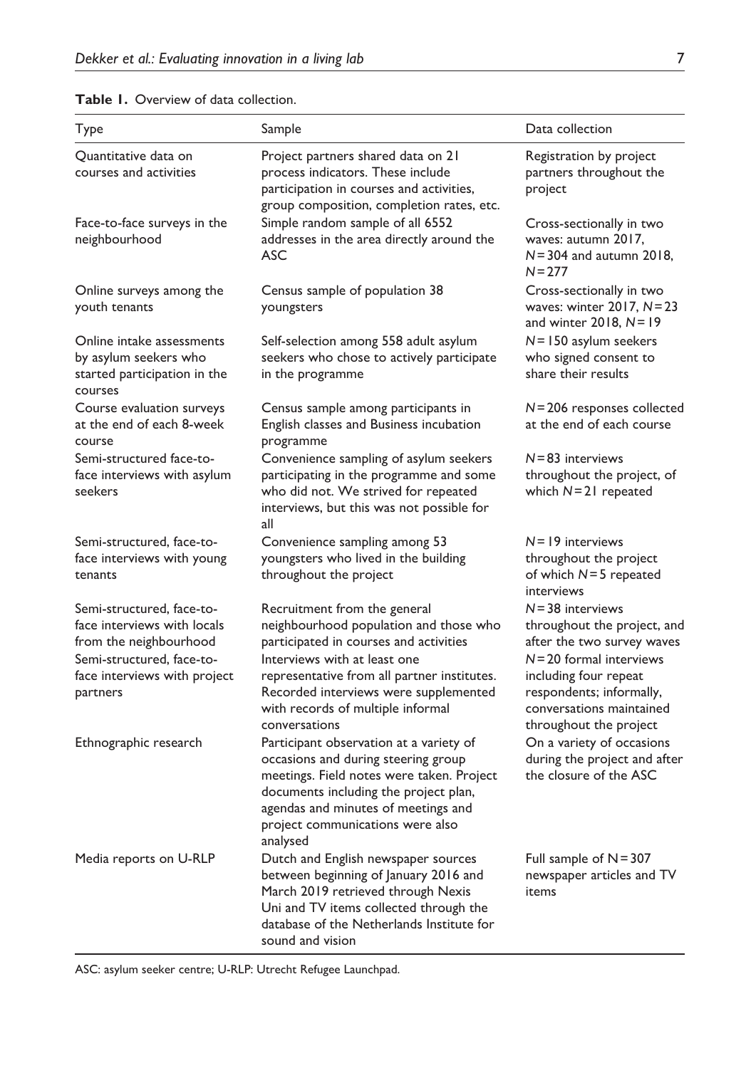**Table 1.** Overview of data collection.

| Type | Sample | Data collection |
| --- | --- | --- |
| Quantitative data on courses and activities | Project partners shared data on 21 process indicators. These include participation in courses and activities, group composition, completion rates, etc. | Registration by project partners throughout the project |
| Face-to-face surveys in the neighbourhood | Simple random sample of all 6552 addresses in the area directly around the ASC | Cross-sectionally in two waves: autumn 2017, $N = 304$ and autumn 2018, $N = 277$ |
| Online surveys among the youth tenants | Census sample of population 38 youngsters | Cross-sectionally in two waves: winter 2017, $N = 23$ and winter 2018, $N = 19$ |
| Online intake assessments by asylum seekers who started participation in the courses | Self-selection among 558 adult asylum seekers who chose to actively participate in the programme | $N = 150$ asylum seekers who signed consent to share their results |
| Course evaluation surveys at the end of each 8-week course | Census sample among participants in English classes and Business incubation programme | $N = 206$ responses collected at the end of each course |
| Semi-structured face-to-face interviews with asylum seekers | Convenience sampling of asylum seekers participating in the programme and some who did not. We strived for repeated interviews, but this was not possible for all | $N = 83$ interviews throughout the project, of which $N = 21$ repeated |
| Semi-structured, face-to-face interviews with young tenants | Convenience sampling among 53 youngsters who lived in the building throughout the project | $N = 19$ interviews throughout the project of which $N = 5$ repeated interviews |
| Semi-structured, face-to-face interviews with locals from the neighbourhood | Recruitment from the general neighbourhood population and those who participated in courses and activities | $N = 38$ interviews throughout the project, and after the two survey waves |
| Semi-structured, face-to-face interviews with project partners | Interviews with at least one representative from all partner institutes. Recorded interviews were supplemented with records of multiple informal conversations | $N = 20$ formal interviews including four repeat respondents; informally, conversations maintained throughout the project |
| Ethnographic research | Participant observation at a variety of occasions and during steering group meetings. Field notes were taken. Project documents including the project plan, agendas and minutes of meetings and project communications were also analysed | On a variety of occasions during the project and after the closure of the ASC |
| Media reports on U-RLP | Dutch and English newspaper sources between beginning of January 2016 and March 2019 retrieved through Nexis Uni and TV items collected through the database of the Netherlands Institute for sound and vision | Full sample of $N = 307$ newspaper articles and TV items |

ASC: asylum seeker centre; U-RLP: Utrecht Refugee Launchpad.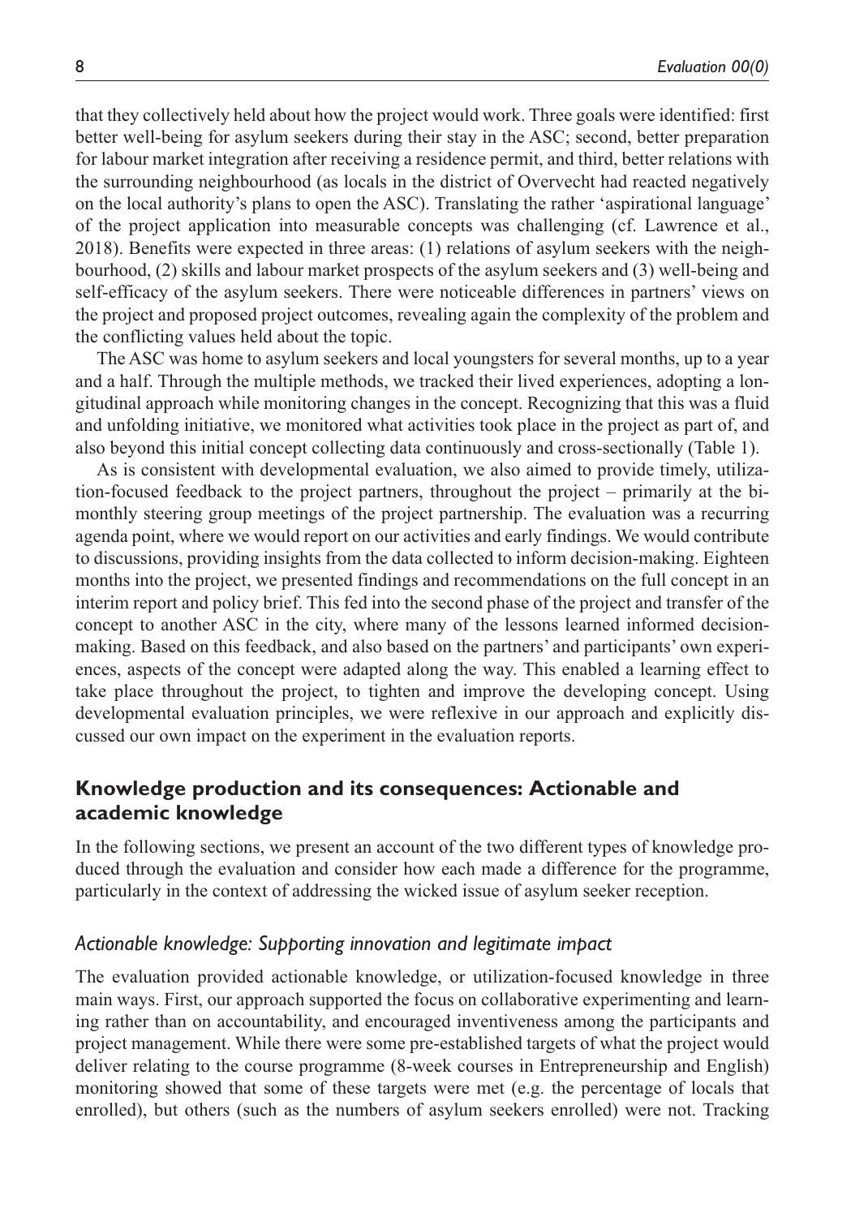that they collectively held about how the project would work. Three goals were identified: first better well-being for asylum seekers during their stay in the ASC; second, better preparation for labour market integration after receiving a residence permit, and third, better relations with the surrounding neighbourhood (as locals in the district of Overvecht had reacted negatively on the local authority's plans to open the ASC). Translating the rather 'aspirational language' of the project application into measurable concepts was challenging (cf. Lawrence et al., 2018). Benefits were expected in three areas: (1) relations of asylum seekers with the neighbourhood, (2) skills and labour market prospects of the asylum seekers and (3) well-being and self-efficacy of the asylum seekers. There were noticeable differences in partners' views on the project and proposed project outcomes, revealing again the complexity of the problem and the conflicting values held about the topic.

The ASC was home to asylum seekers and local youngsters for several months, up to a year and a half. Through the multiple methods, we tracked their lived experiences, adopting a longitudinal approach while monitoring changes in the concept. Recognizing that this was a fluid and unfolding initiative, we monitored what activities took place in the project as part of, and also beyond this initial concept collecting data continuously and cross-sectionally (Table 1).

As is consistent with developmental evaluation, we also aimed to provide timely, utilization-focused feedback to the project partners, throughout the project – primarily at the bimonthly steering group meetings of the project partnership. The evaluation was a recurring agenda point, where we would report on our activities and early findings. We would contribute to discussions, providing insights from the data collected to inform decision-making. Eighteen months into the project, we presented findings and recommendations on the full concept in an interim report and policy brief. This fed into the second phase of the project and transfer of the concept to another ASC in the city, where many of the lessons learned informed decision-making. Based on this feedback, and also based on the partners' and participants' own experiences, aspects of the concept were adapted along the way. This enabled a learning effect to take place throughout the project, to tighten and improve the developing concept. Using developmental evaluation principles, we were reflexive in our approach and explicitly discussed our own impact on the experiment in the evaluation reports.

## Knowledge production and its consequences: Actionable and academic knowledge

In the following sections, we present an account of the two different types of knowledge produced through the evaluation and consider how each made a difference for the programme, particularly in the context of addressing the wicked issue of asylum seeker reception.

### *Actionable knowledge: Supporting innovation and legitimate impact*

The evaluation provided actionable knowledge, or utilization-focused knowledge in three main ways. First, our approach supported the focus on collaborative experimenting and learning rather than on accountability, and encouraged inventiveness among the participants and project management. While there were some pre-established targets of what the project would deliver relating to the course programme (8-week courses in Entrepreneurship and English) monitoring showed that some of these targets were met (e.g. the percentage of locals that enrolled), but others (such as the numbers of asylum seekers enrolled) were not. Tracking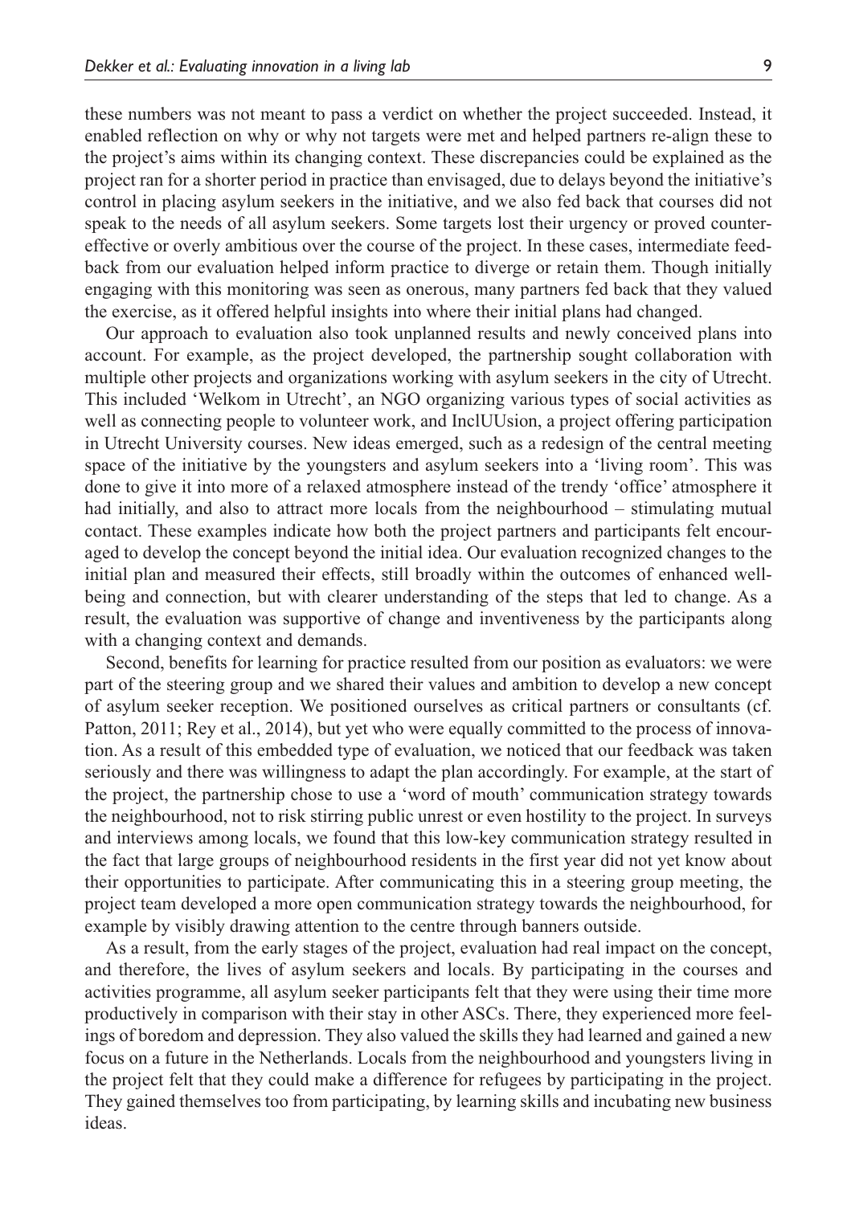these numbers was not meant to pass a verdict on whether the project succeeded. Instead, it enabled reflection on why or why not targets were met and helped partners re-align these to the project's aims within its changing context. These discrepancies could be explained as the project ran for a shorter period in practice than envisaged, due to delays beyond the initiative's control in placing asylum seekers in the initiative, and we also fed back that courses did not speak to the needs of all asylum seekers. Some targets lost their urgency or proved countereffective or overly ambitious over the course of the project. In these cases, intermediate feedback from our evaluation helped inform practice to diverge or retain them. Though initially engaging with this monitoring was seen as onerous, many partners fed back that they valued the exercise, as it offered helpful insights into where their initial plans had changed.

Our approach to evaluation also took unplanned results and newly conceived plans into account. For example, as the project developed, the partnership sought collaboration with multiple other projects and organizations working with asylum seekers in the city of Utrecht. This included 'Welkom in Utrecht', an NGO organizing various types of social activities as well as connecting people to volunteer work, and InclUUsion, a project offering participation in Utrecht University courses. New ideas emerged, such as a redesign of the central meeting space of the initiative by the youngsters and asylum seekers into a 'living room'. This was done to give it into more of a relaxed atmosphere instead of the trendy 'office' atmosphere it had initially, and also to attract more locals from the neighbourhood – stimulating mutual contact. These examples indicate how both the project partners and participants felt encouraged to develop the concept beyond the initial idea. Our evaluation recognized changes to the initial plan and measured their effects, still broadly within the outcomes of enhanced wellbeing and connection, but with clearer understanding of the steps that led to change. As a result, the evaluation was supportive of change and inventiveness by the participants along with a changing context and demands.

Second, benefits for learning for practice resulted from our position as evaluators: we were part of the steering group and we shared their values and ambition to develop a new concept of asylum seeker reception. We positioned ourselves as critical partners or consultants (cf. Patton, 2011; Rey et al., 2014), but yet who were equally committed to the process of innovation. As a result of this embedded type of evaluation, we noticed that our feedback was taken seriously and there was willingness to adapt the plan accordingly. For example, at the start of the project, the partnership chose to use a 'word of mouth' communication strategy towards the neighbourhood, not to risk stirring public unrest or even hostility to the project. In surveys and interviews among locals, we found that this low-key communication strategy resulted in the fact that large groups of neighbourhood residents in the first year did not yet know about their opportunities to participate. After communicating this in a steering group meeting, the project team developed a more open communication strategy towards the neighbourhood, for example by visibly drawing attention to the centre through banners outside.

As a result, from the early stages of the project, evaluation had real impact on the concept, and therefore, the lives of asylum seekers and locals. By participating in the courses and activities programme, all asylum seeker participants felt that they were using their time more productively in comparison with their stay in other ASCs. There, they experienced more feelings of boredom and depression. They also valued the skills they had learned and gained a new focus on a future in the Netherlands. Locals from the neighbourhood and youngsters living in the project felt that they could make a difference for refugees by participating in the project. They gained themselves too from participating, by learning skills and incubating new business ideas.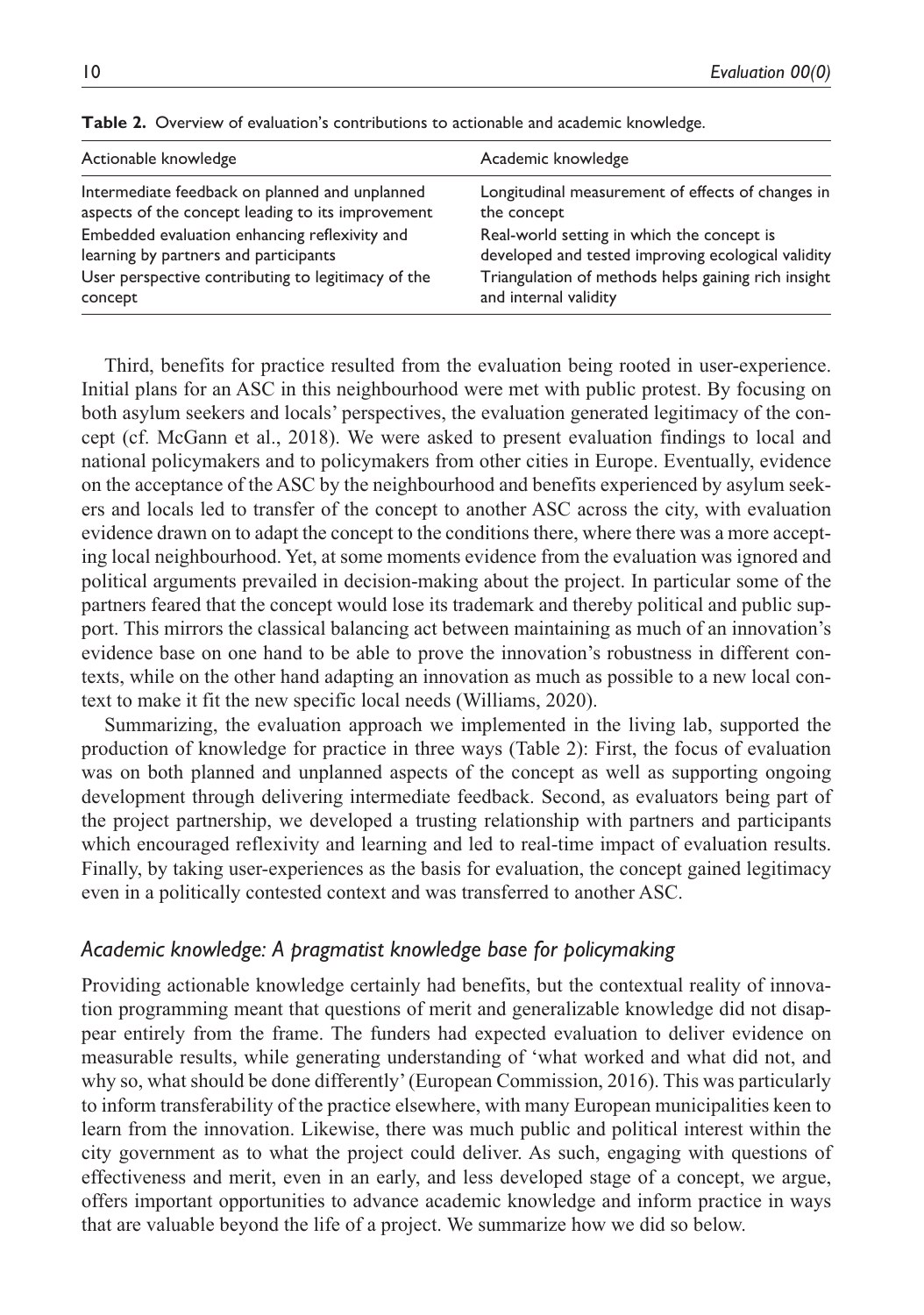**Table 2.** Overview of evaluation's contributions to actionable and academic knowledge.

| Actionable knowledge | Academic knowledge |
|---|---|
| Intermediate feedback on planned and unplanned aspects of the concept leading to its improvement | Longitudinal measurement of effects of changes in the concept |
| Embedded evaluation enhancing reflexivity and learning by partners and participants | Real-world setting in which the concept is developed and tested improving ecological validity |
| User perspective contributing to legitimacy of the concept | Triangulation of methods helps gaining rich insight and internal validity |

Third, benefits for practice resulted from the evaluation being rooted in user-experience. Initial plans for an ASC in this neighbourhood were met with public protest. By focusing on both asylum seekers and locals' perspectives, the evaluation generated legitimacy of the concept (cf. McGann et al., 2018). We were asked to present evaluation findings to local and national policymakers and to policymakers from other cities in Europe. Eventually, evidence on the acceptance of the ASC by the neighbourhood and benefits experienced by asylum seekers and locals led to transfer of the concept to another ASC across the city, with evaluation evidence drawn on to adapt the concept to the conditions there, where there was a more accepting local neighbourhood. Yet, at some moments evidence from the evaluation was ignored and political arguments prevailed in decision-making about the project. In particular some of the partners feared that the concept would lose its trademark and thereby political and public support. This mirrors the classical balancing act between maintaining as much of an innovation's evidence base on one hand to be able to prove the innovation's robustness in different contexts, while on the other hand adapting an innovation as much as possible to a new local context to make it fit the new specific local needs (Williams, 2020).

Summarizing, the evaluation approach we implemented in the living lab, supported the production of knowledge for practice in three ways (Table 2): First, the focus of evaluation was on both planned and unplanned aspects of the concept as well as supporting ongoing development through delivering intermediate feedback. Second, as evaluators being part of the project partnership, we developed a trusting relationship with partners and participants which encouraged reflexivity and learning and led to real-time impact of evaluation results. Finally, by taking user-experiences as the basis for evaluation, the concept gained legitimacy even in a politically contested context and was transferred to another ASC.

### *Academic knowledge: A pragmatist knowledge base for policymaking*

Providing actionable knowledge certainly had benefits, but the contextual reality of innovation programming meant that questions of merit and generalizable knowledge did not disappear entirely from the frame. The funders had expected evaluation to deliver evidence on measurable results, while generating understanding of 'what worked and what did not, and why so, what should be done differently' (European Commission, 2016). This was particularly to inform transferability of the practice elsewhere, with many European municipalities keen to learn from the innovation. Likewise, there was much public and political interest within the city government as to what the project could deliver. As such, engaging with questions of effectiveness and merit, even in an early, and less developed stage of a concept, we argue, offers important opportunities to advance academic knowledge and inform practice in ways that are valuable beyond the life of a project. We summarize how we did so below.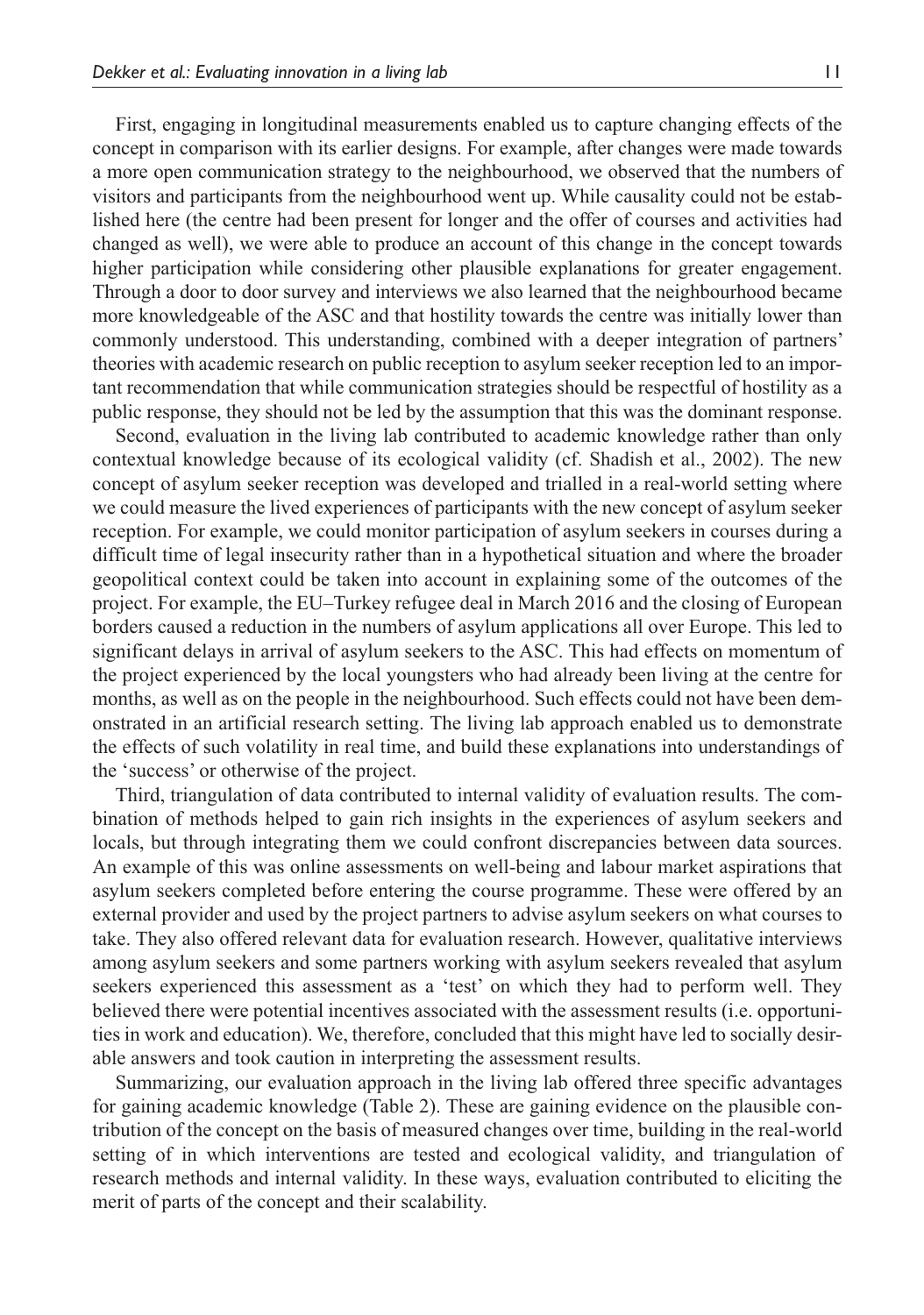First, engaging in longitudinal measurements enabled us to capture changing effects of the concept in comparison with its earlier designs. For example, after changes were made towards a more open communication strategy to the neighbourhood, we observed that the numbers of visitors and participants from the neighbourhood went up. While causality could not be established here (the centre had been present for longer and the offer of courses and activities had changed as well), we were able to produce an account of this change in the concept towards higher participation while considering other plausible explanations for greater engagement. Through a door to door survey and interviews we also learned that the neighbourhood became more knowledgeable of the ASC and that hostility towards the centre was initially lower than commonly understood. This understanding, combined with a deeper integration of partners' theories with academic research on public reception to asylum seeker reception led to an important recommendation that while communication strategies should be respectful of hostility as a public response, they should not be led by the assumption that this was the dominant response.

Second, evaluation in the living lab contributed to academic knowledge rather than only contextual knowledge because of its ecological validity (cf. Shadish et al., 2002). The new concept of asylum seeker reception was developed and trialled in a real-world setting where we could measure the lived experiences of participants with the new concept of asylum seeker reception. For example, we could monitor participation of asylum seekers in courses during a difficult time of legal insecurity rather than in a hypothetical situation and where the broader geopolitical context could be taken into account in explaining some of the outcomes of the project. For example, the EU–Turkey refugee deal in March 2016 and the closing of European borders caused a reduction in the numbers of asylum applications all over Europe. This led to significant delays in arrival of asylum seekers to the ASC. This had effects on momentum of the project experienced by the local youngsters who had already been living at the centre for months, as well as on the people in the neighbourhood. Such effects could not have been demonstrated in an artificial research setting. The living lab approach enabled us to demonstrate the effects of such volatility in real time, and build these explanations into understandings of the 'success' or otherwise of the project.

Third, triangulation of data contributed to internal validity of evaluation results. The combination of methods helped to gain rich insights in the experiences of asylum seekers and locals, but through integrating them we could confront discrepancies between data sources. An example of this was online assessments on well-being and labour market aspirations that asylum seekers completed before entering the course programme. These were offered by an external provider and used by the project partners to advise asylum seekers on what courses to take. They also offered relevant data for evaluation research. However, qualitative interviews among asylum seekers and some partners working with asylum seekers revealed that asylum seekers experienced this assessment as a 'test' on which they had to perform well. They believed there were potential incentives associated with the assessment results (i.e. opportunities in work and education). We, therefore, concluded that this might have led to socially desirable answers and took caution in interpreting the assessment results.

Summarizing, our evaluation approach in the living lab offered three specific advantages for gaining academic knowledge (Table 2). These are gaining evidence on the plausible contribution of the concept on the basis of measured changes over time, building in the real-world setting of in which interventions are tested and ecological validity, and triangulation of research methods and internal validity. In these ways, evaluation contributed to eliciting the merit of parts of the concept and their scalability.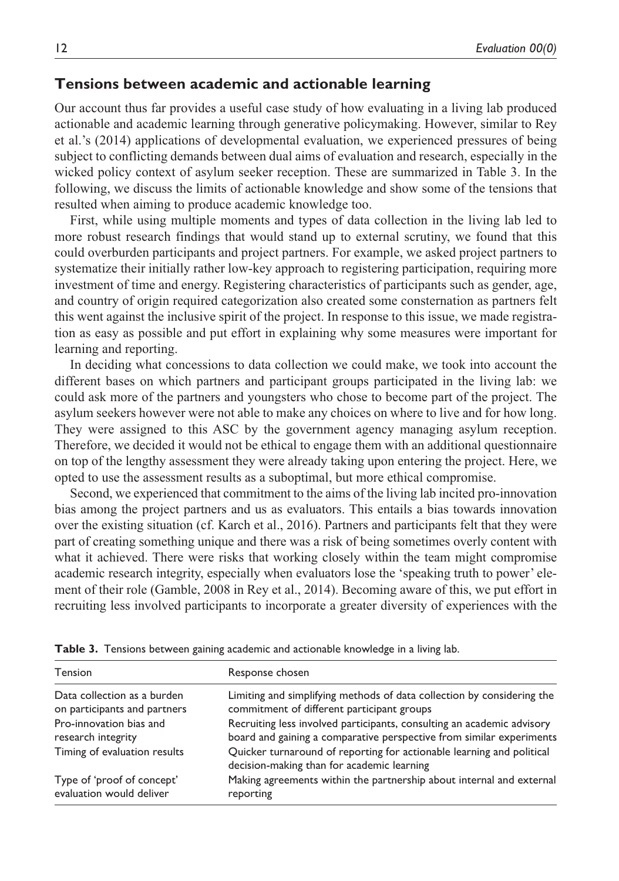## Tensions between academic and actionable learning

Our account thus far provides a useful case study of how evaluating in a living lab produced actionable and academic learning through generative policymaking. However, similar to Rey et al.'s (2014) applications of developmental evaluation, we experienced pressures of being subject to conflicting demands between dual aims of evaluation and research, especially in the wicked policy context of asylum seeker reception. These are summarized in Table 3. In the following, we discuss the limits of actionable knowledge and show some of the tensions that resulted when aiming to produce academic knowledge too.

First, while using multiple moments and types of data collection in the living lab led to more robust research findings that would stand up to external scrutiny, we found that this could overburden participants and project partners. For example, we asked project partners to systematize their initially rather low-key approach to registering participation, requiring more investment of time and energy. Registering characteristics of participants such as gender, age, and country of origin required categorization also created some consternation as partners felt this went against the inclusive spirit of the project. In response to this issue, we made registration as easy as possible and put effort in explaining why some measures were important for learning and reporting.

In deciding what concessions to data collection we could make, we took into account the different bases on which partners and participant groups participated in the living lab: we could ask more of the partners and youngsters who chose to become part of the project. The asylum seekers however were not able to make any choices on where to live and for how long. They were assigned to this ASC by the government agency managing asylum reception. Therefore, we decided it would not be ethical to engage them with an additional questionnaire on top of the lengthy assessment they were already taking upon entering the project. Here, we opted to use the assessment results as a suboptimal, but more ethical compromise.

Second, we experienced that commitment to the aims of the living lab incited pro-innovation bias among the project partners and us as evaluators. This entails a bias towards innovation over the existing situation (cf. Karch et al., 2016). Partners and participants felt that they were part of creating something unique and there was a risk of being sometimes overly content with what it achieved. There were risks that working closely within the team might compromise academic research integrity, especially when evaluators lose the 'speaking truth to power' element of their role (Gamble, 2008 in Rey et al., 2014). Becoming aware of this, we put effort in recruiting less involved participants to incorporate a greater diversity of experiences with the

**Table 3.** Tensions between gaining academic and actionable knowledge in a living lab.

| Tension | Response chosen |
|---|---|
| Data collection as a burden on participants and partners | Limiting and simplifying methods of data collection by considering the commitment of different participant groups |
| Pro-innovation bias and research integrity | Recruiting less involved participants, consulting an academic advisory board and gaining a comparative perspective from similar experiments |
| Timing of evaluation results | Quicker turnaround of reporting for actionable learning and political decision-making than for academic learning |
| Type of 'proof of concept' evaluation would deliver | Making agreements within the partnership about internal and external reporting |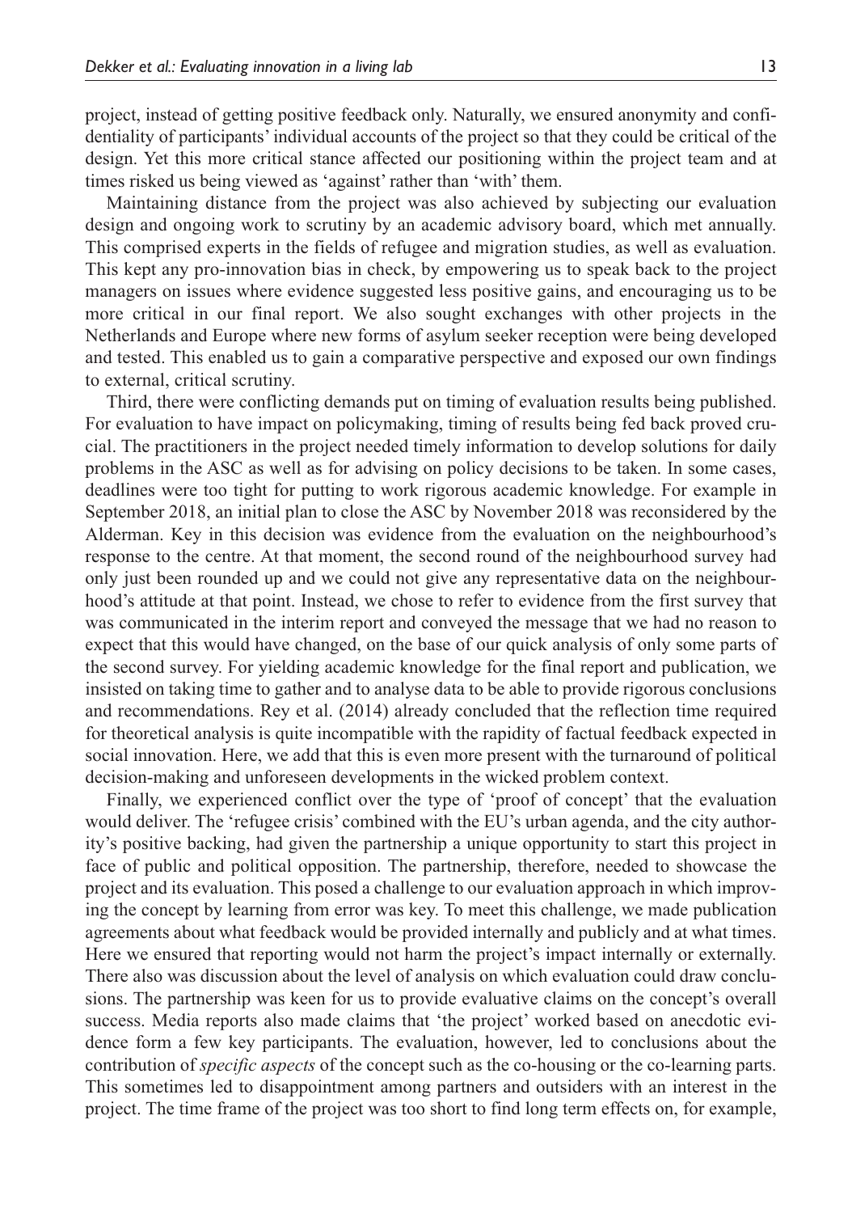project, instead of getting positive feedback only. Naturally, we ensured anonymity and confidentiality of participants' individual accounts of the project so that they could be critical of the design. Yet this more critical stance affected our positioning within the project team and at times risked us being viewed as 'against' rather than 'with' them.

Maintaining distance from the project was also achieved by subjecting our evaluation design and ongoing work to scrutiny by an academic advisory board, which met annually. This comprised experts in the fields of refugee and migration studies, as well as evaluation. This kept any pro-innovation bias in check, by empowering us to speak back to the project managers on issues where evidence suggested less positive gains, and encouraging us to be more critical in our final report. We also sought exchanges with other projects in the Netherlands and Europe where new forms of asylum seeker reception were being developed and tested. This enabled us to gain a comparative perspective and exposed our own findings to external, critical scrutiny.

Third, there were conflicting demands put on timing of evaluation results being published. For evaluation to have impact on policymaking, timing of results being fed back proved crucial. The practitioners in the project needed timely information to develop solutions for daily problems in the ASC as well as for advising on policy decisions to be taken. In some cases, deadlines were too tight for putting to work rigorous academic knowledge. For example in September 2018, an initial plan to close the ASC by November 2018 was reconsidered by the Alderman. Key in this decision was evidence from the evaluation on the neighbourhood's response to the centre. At that moment, the second round of the neighbourhood survey had only just been rounded up and we could not give any representative data on the neighbourhood's attitude at that point. Instead, we chose to refer to evidence from the first survey that was communicated in the interim report and conveyed the message that we had no reason to expect that this would have changed, on the base of our quick analysis of only some parts of the second survey. For yielding academic knowledge for the final report and publication, we insisted on taking time to gather and to analyse data to be able to provide rigorous conclusions and recommendations. Rey et al. (2014) already concluded that the reflection time required for theoretical analysis is quite incompatible with the rapidity of factual feedback expected in social innovation. Here, we add that this is even more present with the turnaround of political decision-making and unforeseen developments in the wicked problem context.

Finally, we experienced conflict over the type of 'proof of concept' that the evaluation would deliver. The 'refugee crisis' combined with the EU's urban agenda, and the city authority's positive backing, had given the partnership a unique opportunity to start this project in face of public and political opposition. The partnership, therefore, needed to showcase the project and its evaluation. This posed a challenge to our evaluation approach in which improving the concept by learning from error was key. To meet this challenge, we made publication agreements about what feedback would be provided internally and publicly and at what times. Here we ensured that reporting would not harm the project's impact internally or externally. There also was discussion about the level of analysis on which evaluation could draw conclusions. The partnership was keen for us to provide evaluative claims on the concept's overall success. Media reports also made claims that 'the project' worked based on anecdotic evidence form a few key participants. The evaluation, however, led to conclusions about the contribution of *specific aspects* of the concept such as the co-housing or the co-learning parts. This sometimes led to disappointment among partners and outsiders with an interest in the project. The time frame of the project was too short to find long term effects on, for example,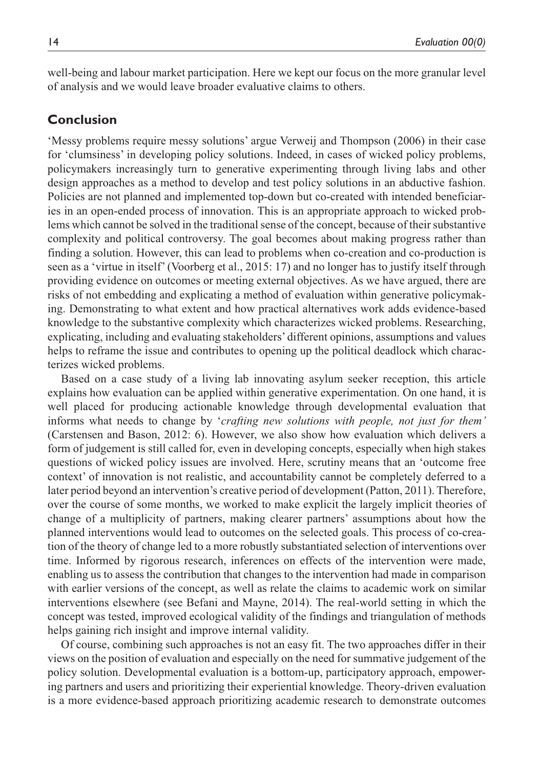well-being and labour market participation. Here we kept our focus on the more granular level of analysis and we would leave broader evaluative claims to others.

## Conclusion

'Messy problems require messy solutions' argue Verweij and Thompson (2006) in their case for 'clumsiness' in developing policy solutions. Indeed, in cases of wicked policy problems, policymakers increasingly turn to generative experimenting through living labs and other design approaches as a method to develop and test policy solutions in an abductive fashion. Policies are not planned and implemented top-down but co-created with intended beneficiaries in an open-ended process of innovation. This is an appropriate approach to wicked problems which cannot be solved in the traditional sense of the concept, because of their substantive complexity and political controversy. The goal becomes about making progress rather than finding a solution. However, this can lead to problems when co-creation and co-production is seen as a 'virtue in itself' (Voorberg et al., 2015: 17) and no longer has to justify itself through providing evidence on outcomes or meeting external objectives. As we have argued, there are risks of not embedding and explicating a method of evaluation within generative policymaking. Demonstrating to what extent and how practical alternatives work adds evidence-based knowledge to the substantive complexity which characterizes wicked problems. Researching, explicating, including and evaluating stakeholders' different opinions, assumptions and values helps to reframe the issue and contributes to opening up the political deadlock which characterizes wicked problems.

Based on a case study of a living lab innovating asylum seeker reception, this article explains how evaluation can be applied within generative experimentation. On one hand, it is well placed for producing actionable knowledge through developmental evaluation that informs what needs to change by '*crafting new solutions with people, not just for them'* (Carstensen and Bason, 2012: 6). However, we also show how evaluation which delivers a form of judgement is still called for, even in developing concepts, especially when high stakes questions of wicked policy issues are involved. Here, scrutiny means that an 'outcome free context' of innovation is not realistic, and accountability cannot be completely deferred to a later period beyond an intervention's creative period of development (Patton, 2011). Therefore, over the course of some months, we worked to make explicit the largely implicit theories of change of a multiplicity of partners, making clearer partners' assumptions about how the planned interventions would lead to outcomes on the selected goals. This process of co-creation of the theory of change led to a more robustly substantiated selection of interventions over time. Informed by rigorous research, inferences on effects of the intervention were made, enabling us to assess the contribution that changes to the intervention had made in comparison with earlier versions of the concept, as well as relate the claims to academic work on similar interventions elsewhere (see Befani and Mayne, 2014). The real-world setting in which the concept was tested, improved ecological validity of the findings and triangulation of methods helps gaining rich insight and improve internal validity.

Of course, combining such approaches is not an easy fit. The two approaches differ in their views on the position of evaluation and especially on the need for summative judgement of the policy solution. Developmental evaluation is a bottom-up, participatory approach, empowering partners and users and prioritizing their experiential knowledge. Theory-driven evaluation is a more evidence-based approach prioritizing academic research to demonstrate outcomes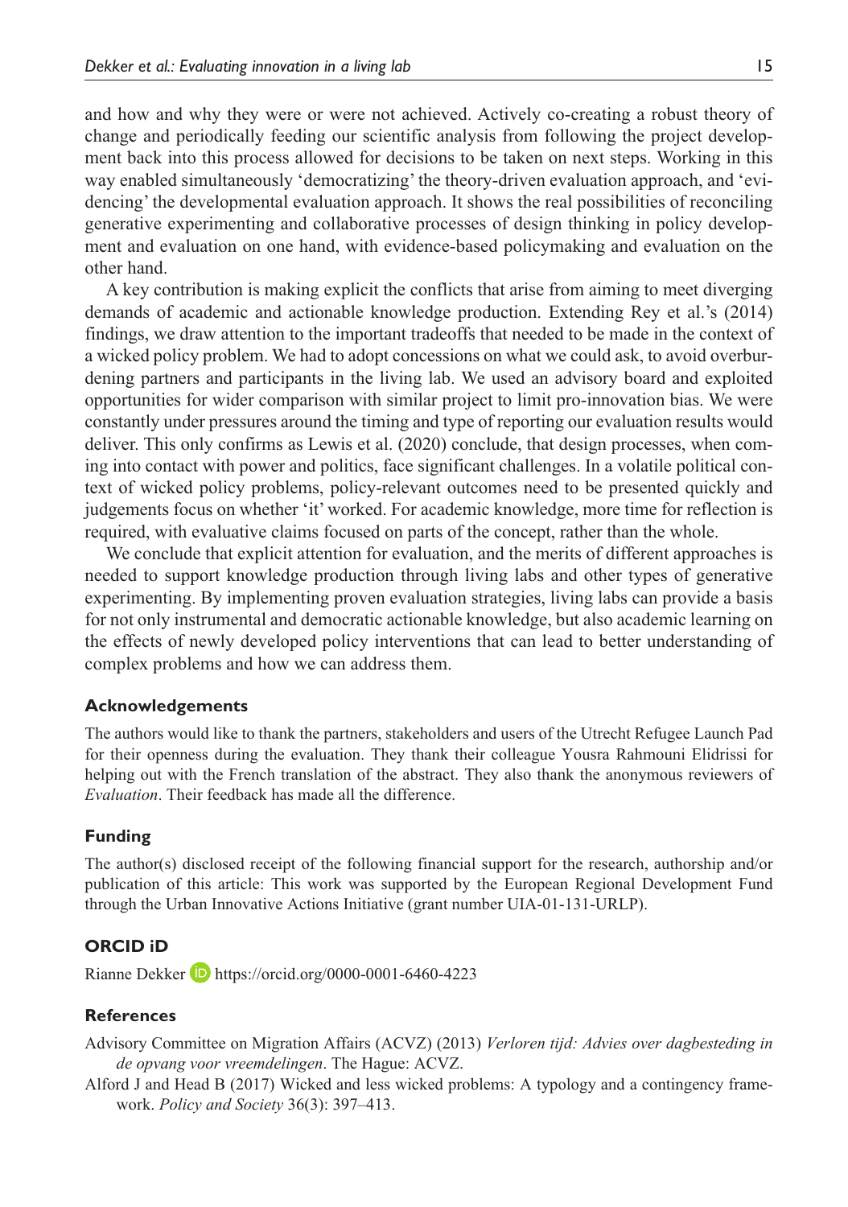and how and why they were or were not achieved. Actively co-creating a robust theory of change and periodically feeding our scientific analysis from following the project development back into this process allowed for decisions to be taken on next steps. Working in this way enabled simultaneously 'democratizing' the theory-driven evaluation approach, and 'evidencing' the developmental evaluation approach. It shows the real possibilities of reconciling generative experimenting and collaborative processes of design thinking in policy development and evaluation on one hand, with evidence-based policymaking and evaluation on the other hand.

A key contribution is making explicit the conflicts that arise from aiming to meet diverging demands of academic and actionable knowledge production. Extending Rey et al.'s (2014) findings, we draw attention to the important tradeoffs that needed to be made in the context of a wicked policy problem. We had to adopt concessions on what we could ask, to avoid overburdening partners and participants in the living lab. We used an advisory board and exploited opportunities for wider comparison with similar project to limit pro-innovation bias. We were constantly under pressures around the timing and type of reporting our evaluation results would deliver. This only confirms as Lewis et al. (2020) conclude, that design processes, when coming into contact with power and politics, face significant challenges. In a volatile political context of wicked policy problems, policy-relevant outcomes need to be presented quickly and judgements focus on whether 'it' worked. For academic knowledge, more time for reflection is required, with evaluative claims focused on parts of the concept, rather than the whole.

We conclude that explicit attention for evaluation, and the merits of different approaches is needed to support knowledge production through living labs and other types of generative experimenting. By implementing proven evaluation strategies, living labs can provide a basis for not only instrumental and democratic actionable knowledge, but also academic learning on the effects of newly developed policy interventions that can lead to better understanding of complex problems and how we can address them.

### Acknowledgements

The authors would like to thank the partners, stakeholders and users of the Utrecht Refugee Launch Pad for their openness during the evaluation. They thank their colleague Yousra Rahmouni Elidrissi for helping out with the French translation of the abstract. They also thank the anonymous reviewers of *Evaluation*. Their feedback has made all the difference.

### Funding

The author(s) disclosed receipt of the following financial support for the research, authorship and/or publication of this article: This work was supported by the European Regional Development Fund through the Urban Innovative Actions Initiative (grant number UIA-01-131-URLP).

### ORCID iD

Rianne Dekker https://orcid.org/0000-0001-6460-4223

### References

Advisory Committee on Migration Affairs (ACVZ) (2013) *Verloren tijd: Advies over dagbesteding in de opvang voor vreemdelingen*. The Hague: ACVZ.

Alford J and Head B (2017) Wicked and less wicked problems: A typology and a contingency framework. *Policy and Society* 36(3): 397–413.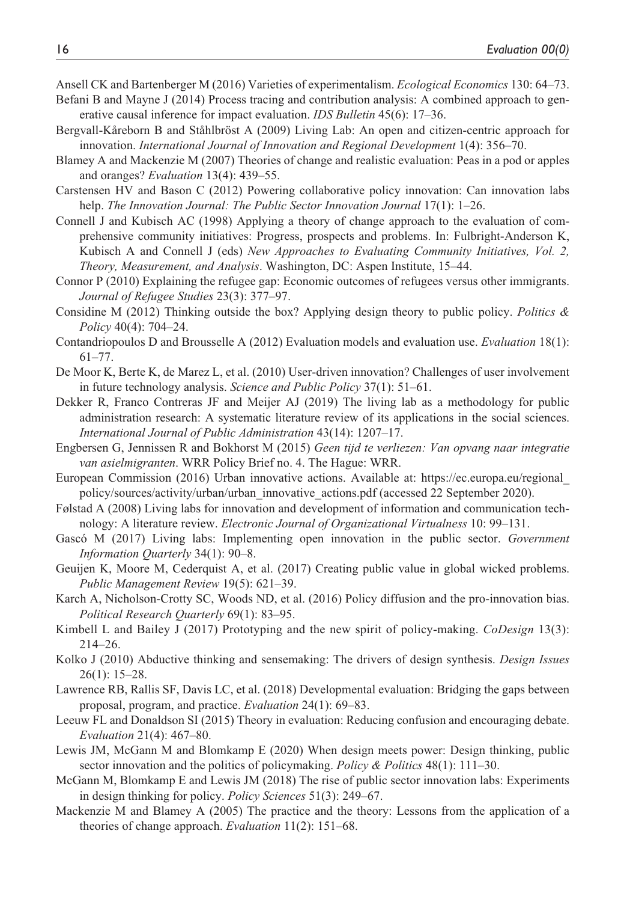Ansell CK and Bartenberger M (2016) Varieties of experimentalism. *Ecological Economics* 130: 64–73.

Befani B and Mayne J (2014) Process tracing and contribution analysis: A combined approach to generative causal inference for impact evaluation. *IDS Bulletin* 45(6): 17–36.

Bergvall-Kåreborn B and Ståhlbröst A (2009) Living Lab: An open and citizen-centric approach for innovation. *International Journal of Innovation and Regional Development* 1(4): 356–70.

Blamey A and Mackenzie M (2007) Theories of change and realistic evaluation: Peas in a pod or apples and oranges? *Evaluation* 13(4): 439–55.

Carstensen HV and Bason C (2012) Powering collaborative policy innovation: Can innovation labs help. *The Innovation Journal: The Public Sector Innovation Journal* 17(1): 1–26.

Connell J and Kubisch AC (1998) Applying a theory of change approach to the evaluation of comprehensive community initiatives: Progress, prospects and problems. In: Fulbright-Anderson K, Kubisch A and Connell J (eds) *New Approaches to Evaluating Community Initiatives, Vol. 2, Theory, Measurement, and Analysis*. Washington, DC: Aspen Institute, 15–44.

Connor P (2010) Explaining the refugee gap: Economic outcomes of refugees versus other immigrants. *Journal of Refugee Studies* 23(3): 377–97.

Considine M (2012) Thinking outside the box? Applying design theory to public policy. *Politics & Policy* 40(4): 704–24.

Contandriopoulos D and Brousselle A (2012) Evaluation models and evaluation use. *Evaluation* 18(1): 61–77.

De Moor K, Berte K, de Marez L, et al. (2010) User-driven innovation? Challenges of user involvement in future technology analysis. *Science and Public Policy* 37(1): 51–61.

Dekker R, Franco Contreras JF and Meijer AJ (2019) The living lab as a methodology for public administration research: A systematic literature review of its applications in the social sciences. *International Journal of Public Administration* 43(14): 1207–17.

Engbersen G, Jennissen R and Bokhorst M (2015) *Geen tijd te verliezen: Van opvang naar integratie van asielmigranten*. WRR Policy Brief no. 4. The Hague: WRR.

European Commission (2016) Urban innovative actions. Available at: https://ec.europa.eu/regional_policy/sources/activity/urban/urban_innovative_actions.pdf (accessed 22 September 2020).

Følstad A (2008) Living labs for innovation and development of information and communication technology: A literature review. *Electronic Journal of Organizational Virtualness* 10: 99–131.

Gascó M (2017) Living labs: Implementing open innovation in the public sector. *Government Information Quarterly* 34(1): 90–8.

Geuijen K, Moore M, Cederquist A, et al. (2017) Creating public value in global wicked problems. *Public Management Review* 19(5): 621–39.

Karch A, Nicholson-Crotty SC, Woods ND, et al. (2016) Policy diffusion and the pro-innovation bias. *Political Research Quarterly* 69(1): 83–95.

Kimbell L and Bailey J (2017) Prototyping and the new spirit of policy-making. *CoDesign* 13(3): 214–26.

Kolko J (2010) Abductive thinking and sensemaking: The drivers of design synthesis. *Design Issues* 26(1): 15–28.

Lawrence RB, Rallis SF, Davis LC, et al. (2018) Developmental evaluation: Bridging the gaps between proposal, program, and practice. *Evaluation* 24(1): 69–83.

Leeuw FL and Donaldson SI (2015) Theory in evaluation: Reducing confusion and encouraging debate. *Evaluation* 21(4): 467–80.

Lewis JM, McGann M and Blomkamp E (2020) When design meets power: Design thinking, public sector innovation and the politics of policymaking. *Policy & Politics* 48(1): 111–30.

McGann M, Blomkamp E and Lewis JM (2018) The rise of public sector innovation labs: Experiments in design thinking for policy. *Policy Sciences* 51(3): 249–67.

Mackenzie M and Blamey A (2005) The practice and the theory: Lessons from the application of a theories of change approach. *Evaluation* 11(2): 151–68.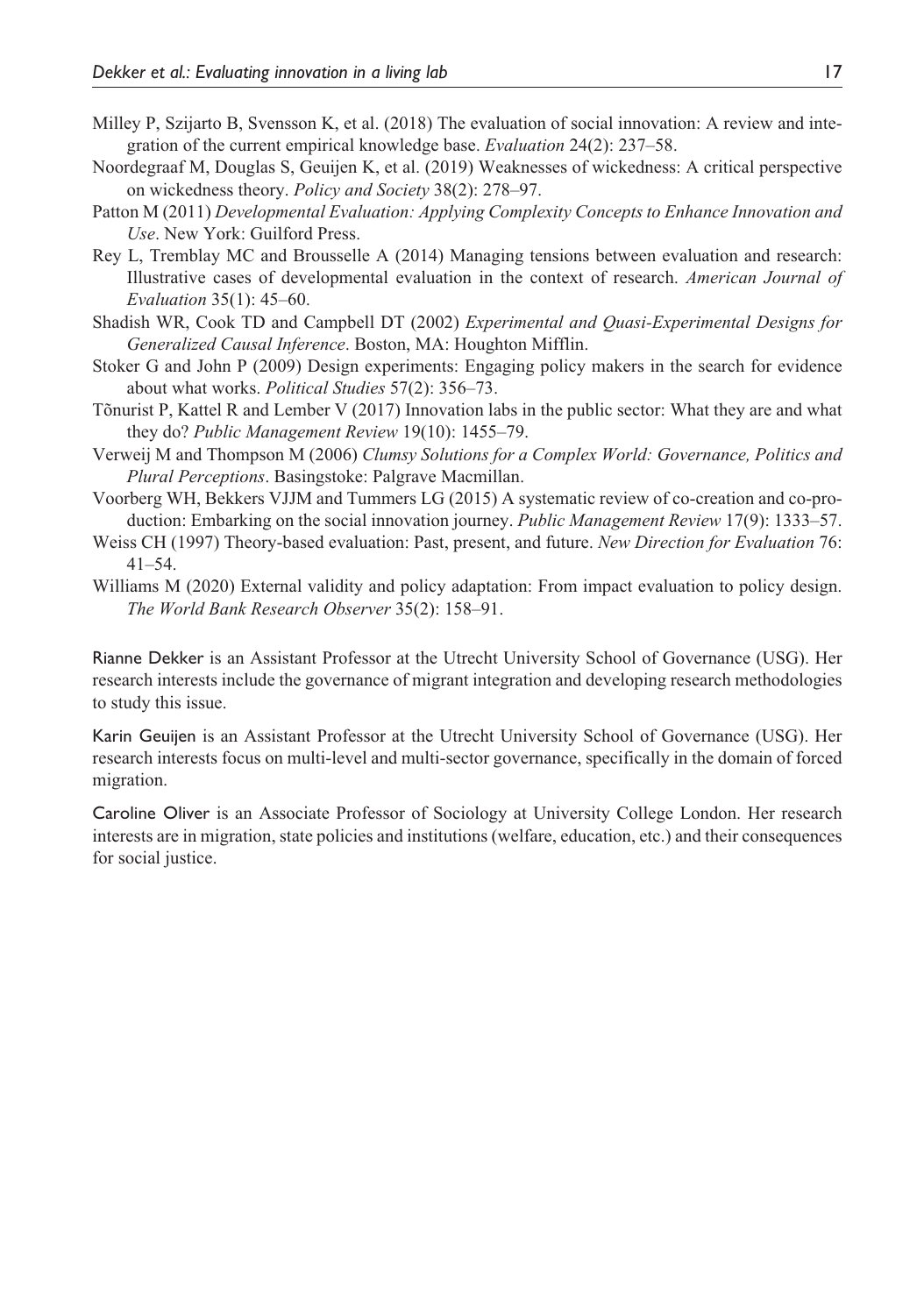Milley P, Szijarto B, Svensson K, et al. (2018) The evaluation of social innovation: A review and integration of the current empirical knowledge base. *Evaluation* 24(2): 237–58.

Noordegraaf M, Douglas S, Geuijen K, et al. (2019) Weaknesses of wickedness: A critical perspective on wickedness theory. *Policy and Society* 38(2): 278–97.

Patton M (2011) *Developmental Evaluation: Applying Complexity Concepts to Enhance Innovation and Use*. New York: Guilford Press.

Rey L, Tremblay MC and Brousselle A (2014) Managing tensions between evaluation and research: Illustrative cases of developmental evaluation in the context of research. *American Journal of Evaluation* 35(1): 45–60.

Shadish WR, Cook TD and Campbell DT (2002) *Experimental and Quasi-Experimental Designs for Generalized Causal Inference*. Boston, MA: Houghton Mifflin.

Stoker G and John P (2009) Design experiments: Engaging policy makers in the search for evidence about what works. *Political Studies* 57(2): 356–73.

Tõnurist P, Kattel R and Lember V (2017) Innovation labs in the public sector: What they are and what they do? *Public Management Review* 19(10): 1455–79.

Verweij M and Thompson M (2006) *Clumsy Solutions for a Complex World: Governance, Politics and Plural Perceptions*. Basingstoke: Palgrave Macmillan.

Voorberg WH, Bekkers VJJM and Tummers LG (2015) A systematic review of co-creation and co-production: Embarking on the social innovation journey. *Public Management Review* 17(9): 1333–57.

Weiss CH (1997) Theory-based evaluation: Past, present, and future. *New Direction for Evaluation* 76: 41–54.

Williams M (2020) External validity and policy adaptation: From impact evaluation to policy design. *The World Bank Research Observer* 35(2): 158–91.

Rianne Dekker is an Assistant Professor at the Utrecht University School of Governance (USG). Her research interests include the governance of migrant integration and developing research methodologies to study this issue.

Karin Geuijen is an Assistant Professor at the Utrecht University School of Governance (USG). Her research interests focus on multi-level and multi-sector governance, specifically in the domain of forced migration.

Caroline Oliver is an Associate Professor of Sociology at University College London. Her research interests are in migration, state policies and institutions (welfare, education, etc.) and their consequences for social justice.